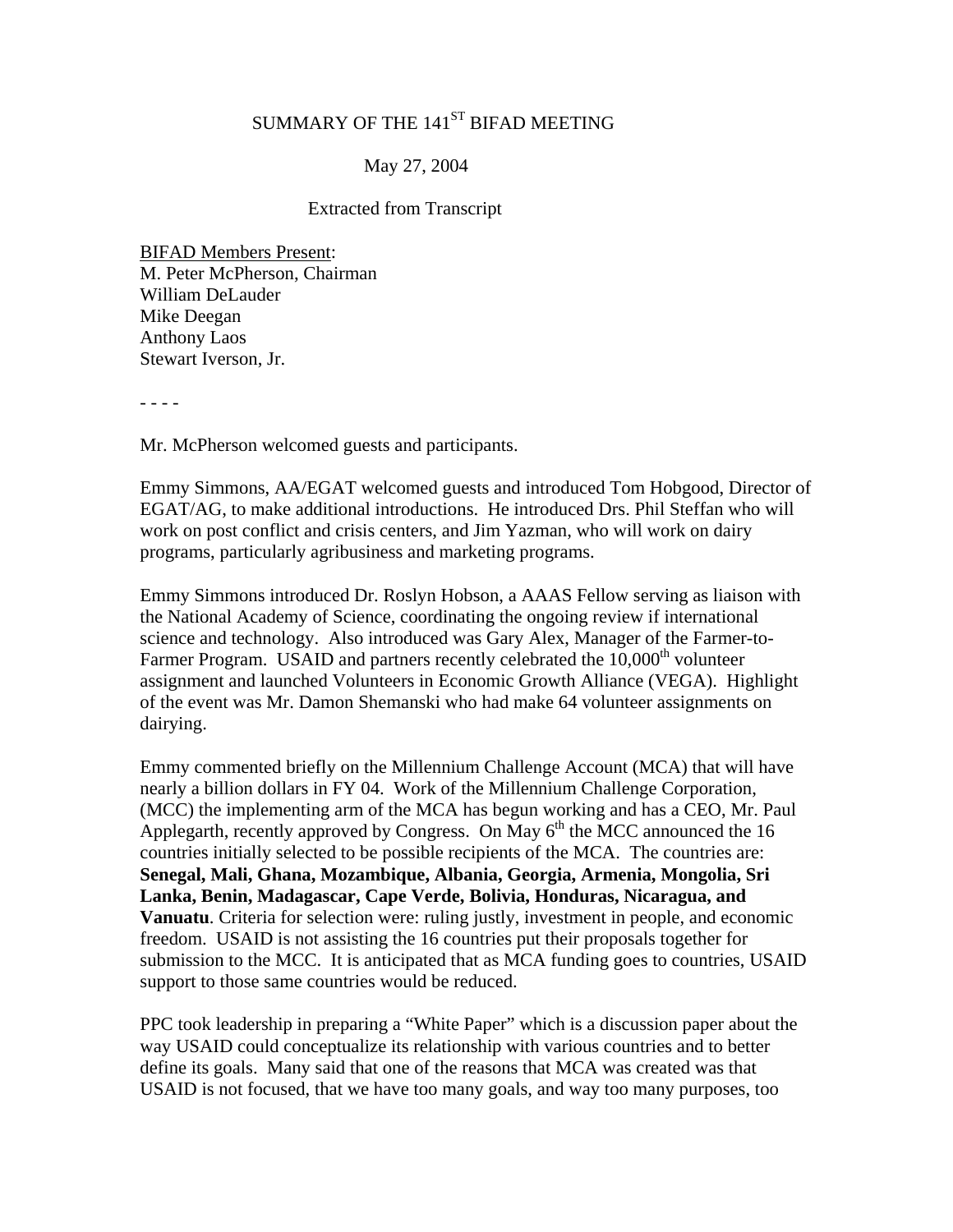# SUMMARY OF THE 141ST BIFAD MEETING

May 27, 2004

Extracted from Transcript

<u>BIFAD Members Present</u>:
M. Peter McPherson, Chairman
William DeLauder
Mike Deegan
Anthony Laos
Stewart Iverson, Jr.

- - - -

Mr. McPherson welcomed guests and participants.

Emmy Simmons, AA/EGAT welcomed guests and introduced Tom Hobgood, Director of EGAT/AG, to make additional introductions. He introduced Drs. Phil Steffan who will work on post conflict and crisis centers, and Jim Yazman, who will work on dairy programs, particularly agribusiness and marketing programs.

Emmy Simmons introduced Dr. Roslyn Hobson, a AAAS Fellow serving as liaison with the National Academy of Science, coordinating the ongoing review if international science and technology. Also introduced was Gary Alex, Manager of the Farmer-to-Farmer Program. USAID and partners recently celebrated the 10,000th volunteer assignment and launched Volunteers in Economic Growth Alliance (VEGA). Highlight of the event was Mr. Damon Shemanski who had make 64 volunteer assignments on dairying.

Emmy commented briefly on the Millennium Challenge Account (MCA) that will have nearly a billion dollars in FY 04. Work of the Millennium Challenge Corporation, (MCC) the implementing arm of the MCA has begun working and has a CEO, Mr. Paul Applegarth, recently approved by Congress. On May 6th the MCC announced the 16 countries initially selected to be possible recipients of the MCA. The countries are: **Senegal, Mali, Ghana, Mozambique, Albania, Georgia, Armenia, Mongolia, Sri Lanka, Benin, Madagascar, Cape Verde, Bolivia, Honduras, Nicaragua, and Vanuatu**. Criteria for selection were: ruling justly, investment in people, and economic freedom. USAID is not assisting the 16 countries put their proposals together for submission to the MCC. It is anticipated that as MCA funding goes to countries, USAID support to those same countries would be reduced.

PPC took leadership in preparing a "White Paper" which is a discussion paper about the way USAID could conceptualize its relationship with various countries and to better define its goals. Many said that one of the reasons that MCA was created was that USAID is not focused, that we have too many goals, and way too many purposes, too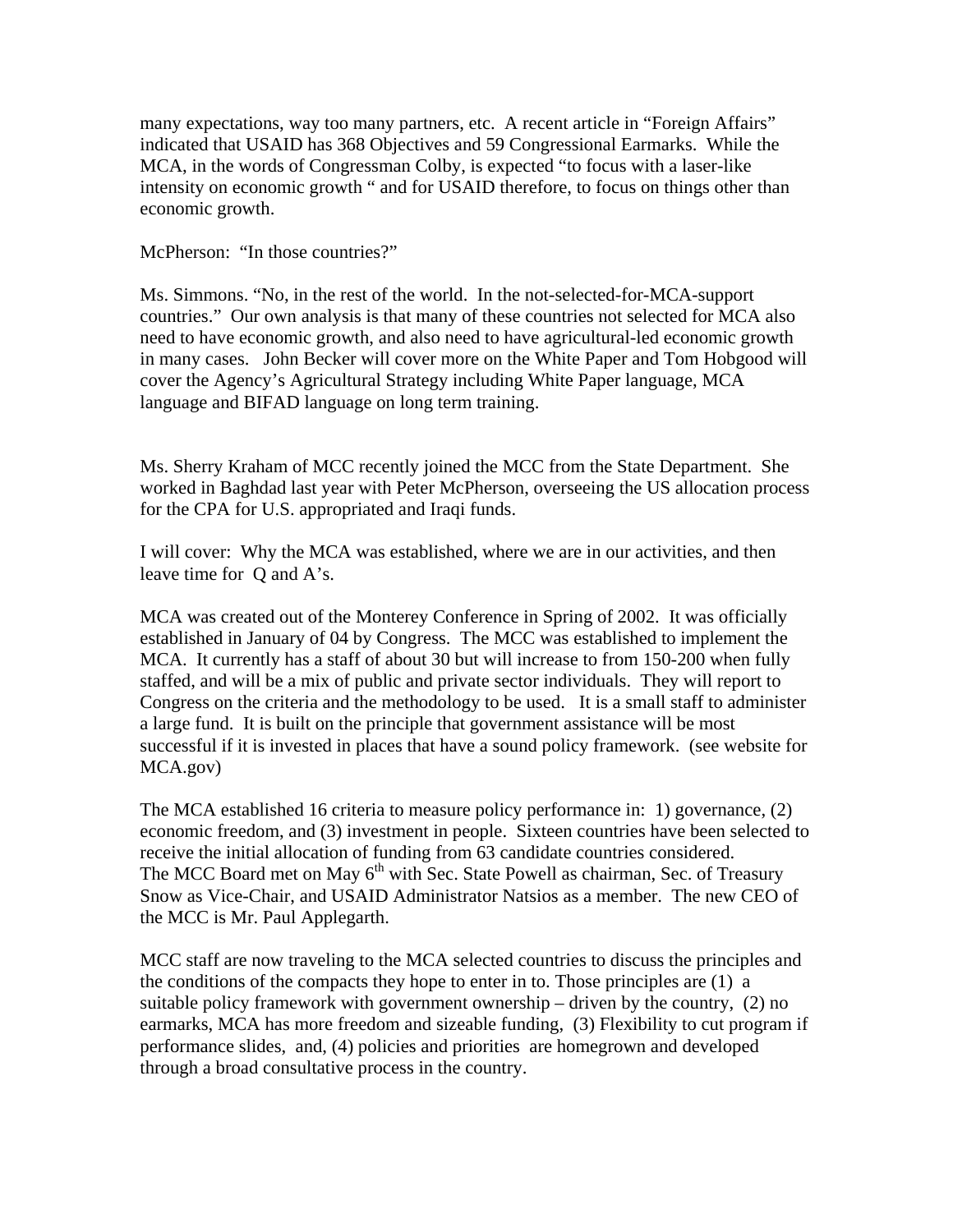many expectations, way too many partners, etc. A recent article in "Foreign Affairs" indicated that USAID has 368 Objectives and 59 Congressional Earmarks. While the MCA, in the words of Congressman Colby, is expected "to focus with a laser-like intensity on economic growth " and for USAID therefore, to focus on things other than economic growth.

McPherson: "In those countries?"

Ms. Simmons. "No, in the rest of the world. In the not-selected-for-MCA-support countries." Our own analysis is that many of these countries not selected for MCA also need to have economic growth, and also need to have agricultural-led economic growth in many cases. John Becker will cover more on the White Paper and Tom Hobgood will cover the Agency's Agricultural Strategy including White Paper language, MCA language and BIFAD language on long term training.

Ms. Sherry Kraham of MCC recently joined the MCC from the State Department. She worked in Baghdad last year with Peter McPherson, overseeing the US allocation process for the CPA for U.S. appropriated and Iraqi funds.

I will cover: Why the MCA was established, where we are in our activities, and then leave time for Q and A's.

MCA was created out of the Monterey Conference in Spring of 2002. It was officially established in January of 04 by Congress. The MCC was established to implement the MCA. It currently has a staff of about 30 but will increase to from 150-200 when fully staffed, and will be a mix of public and private sector individuals. They will report to Congress on the criteria and the methodology to be used. It is a small staff to administer a large fund. It is built on the principle that government assistance will be most successful if it is invested in places that have a sound policy framework. (see website for MCA.gov)

The MCA established 16 criteria to measure policy performance in: 1) governance, (2) economic freedom, and (3) investment in people. Sixteen countries have been selected to receive the initial allocation of funding from 63 candidate countries considered. The MCC Board met on May 6th with Sec. State Powell as chairman, Sec. of Treasury Snow as Vice-Chair, and USAID Administrator Natsios as a member. The new CEO of the MCC is Mr. Paul Applegarth.

MCC staff are now traveling to the MCA selected countries to discuss the principles and the conditions of the compacts they hope to enter in to. Those principles are (1) a suitable policy framework with government ownership – driven by the country, (2) no earmarks, MCA has more freedom and sizeable funding, (3) Flexibility to cut program if performance slides, and, (4) policies and priorities are homegrown and developed through a broad consultative process in the country.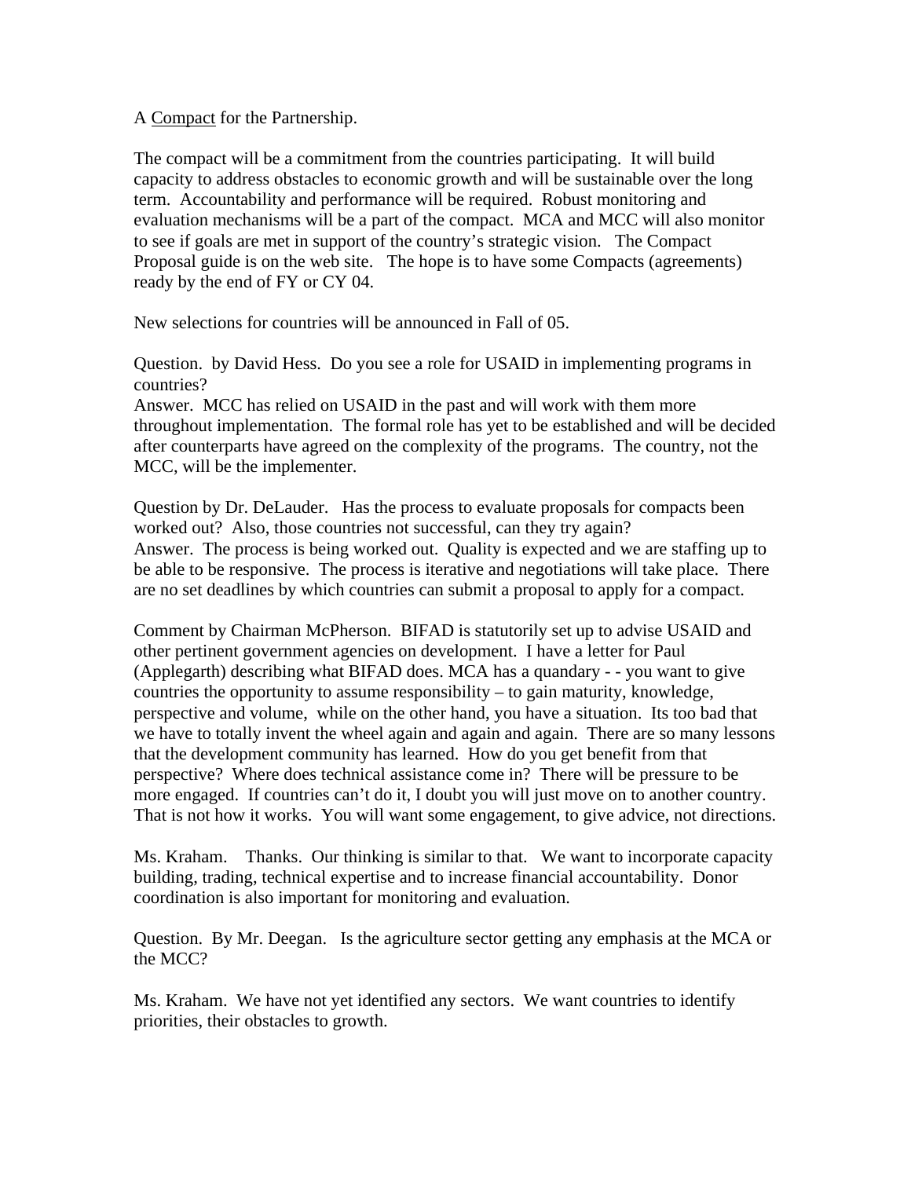A <u>Compact</u> for the Partnership.

The compact will be a commitment from the countries participating. It will build capacity to address obstacles to economic growth and will be sustainable over the long term. Accountability and performance will be required. Robust monitoring and evaluation mechanisms will be a part of the compact. MCA and MCC will also monitor to see if goals are met in support of the country's strategic vision. The Compact Proposal guide is on the web site. The hope is to have some Compacts (agreements) ready by the end of FY or CY 04.

New selections for countries will be announced in Fall of 05.

Question. by David Hess. Do you see a role for USAID in implementing programs in countries?
Answer. MCC has relied on USAID in the past and will work with them more throughout implementation. The formal role has yet to be established and will be decided after counterparts have agreed on the complexity of the programs. The country, not the MCC, will be the implementer.

Question by Dr. DeLauder. Has the process to evaluate proposals for compacts been worked out? Also, those countries not successful, can they try again?
Answer. The process is being worked out. Quality is expected and we are staffing up to be able to be responsive. The process is iterative and negotiations will take place. There are no set deadlines by which countries can submit a proposal to apply for a compact.

Comment by Chairman McPherson. BIFAD is statutorily set up to advise USAID and other pertinent government agencies on development. I have a letter for Paul (Applegarth) describing what BIFAD does. MCA has a quandary - - you want to give countries the opportunity to assume responsibility – to gain maturity, knowledge, perspective and volume, while on the other hand, you have a situation. Its too bad that we have to totally invent the wheel again and again and again. There are so many lessons that the development community has learned. How do you get benefit from that perspective? Where does technical assistance come in? There will be pressure to be more engaged. If countries can't do it, I doubt you will just move on to another country. That is not how it works. You will want some engagement, to give advice, not directions.

Ms. Kraham. Thanks. Our thinking is similar to that. We want to incorporate capacity building, trading, technical expertise and to increase financial accountability. Donor coordination is also important for monitoring and evaluation.

Question. By Mr. Deegan. Is the agriculture sector getting any emphasis at the MCA or the MCC?

Ms. Kraham. We have not yet identified any sectors. We want countries to identify priorities, their obstacles to growth.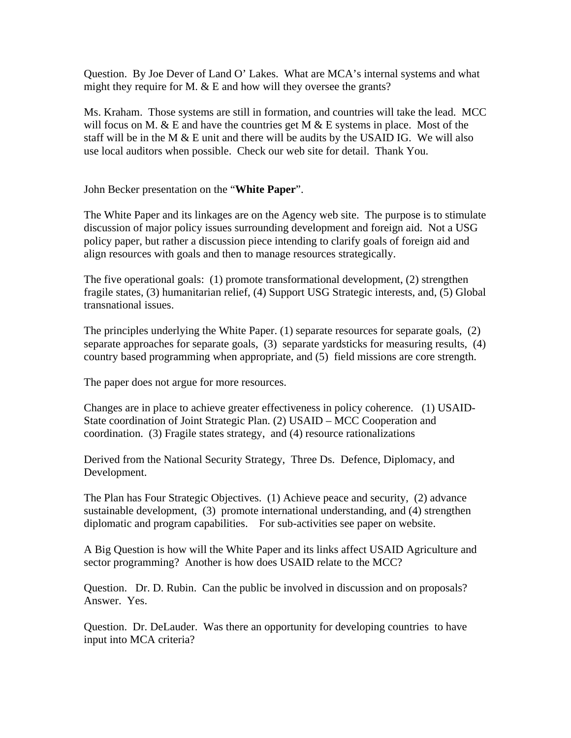Question. By Joe Dever of Land O' Lakes. What are MCA's internal systems and what might they require for M. & E and how will they oversee the grants?

Ms. Kraham. Those systems are still in formation, and countries will take the lead. MCC will focus on M. & E and have the countries get M & E systems in place. Most of the staff will be in the M & E unit and there will be audits by the USAID IG. We will also use local auditors when possible. Check our web site for detail. Thank You.

John Becker presentation on the "**White Paper**".

The White Paper and its linkages are on the Agency web site. The purpose is to stimulate discussion of major policy issues surrounding development and foreign aid. Not a USG policy paper, but rather a discussion piece intending to clarify goals of foreign aid and align resources with goals and then to manage resources strategically.

The five operational goals: (1) promote transformational development, (2) strengthen fragile states, (3) humanitarian relief, (4) Support USG Strategic interests, and, (5) Global transnational issues.

The principles underlying the White Paper. (1) separate resources for separate goals, (2) separate approaches for separate goals, (3) separate yardsticks for measuring results, (4) country based programming when appropriate, and (5) field missions are core strength.

The paper does not argue for more resources.

Changes are in place to achieve greater effectiveness in policy coherence. (1) USAID-State coordination of Joint Strategic Plan. (2) USAID – MCC Cooperation and coordination. (3) Fragile states strategy, and (4) resource rationalizations

Derived from the National Security Strategy, Three Ds. Defence, Diplomacy, and Development.

The Plan has Four Strategic Objectives. (1) Achieve peace and security, (2) advance sustainable development, (3) promote international understanding, and (4) strengthen diplomatic and program capabilities. For sub-activities see paper on website.

A Big Question is how will the White Paper and its links affect USAID Agriculture and sector programming? Another is how does USAID relate to the MCC?

Question. Dr. D. Rubin. Can the public be involved in discussion and on proposals? Answer. Yes.

Question. Dr. DeLauder. Was there an opportunity for developing countries to have input into MCA criteria?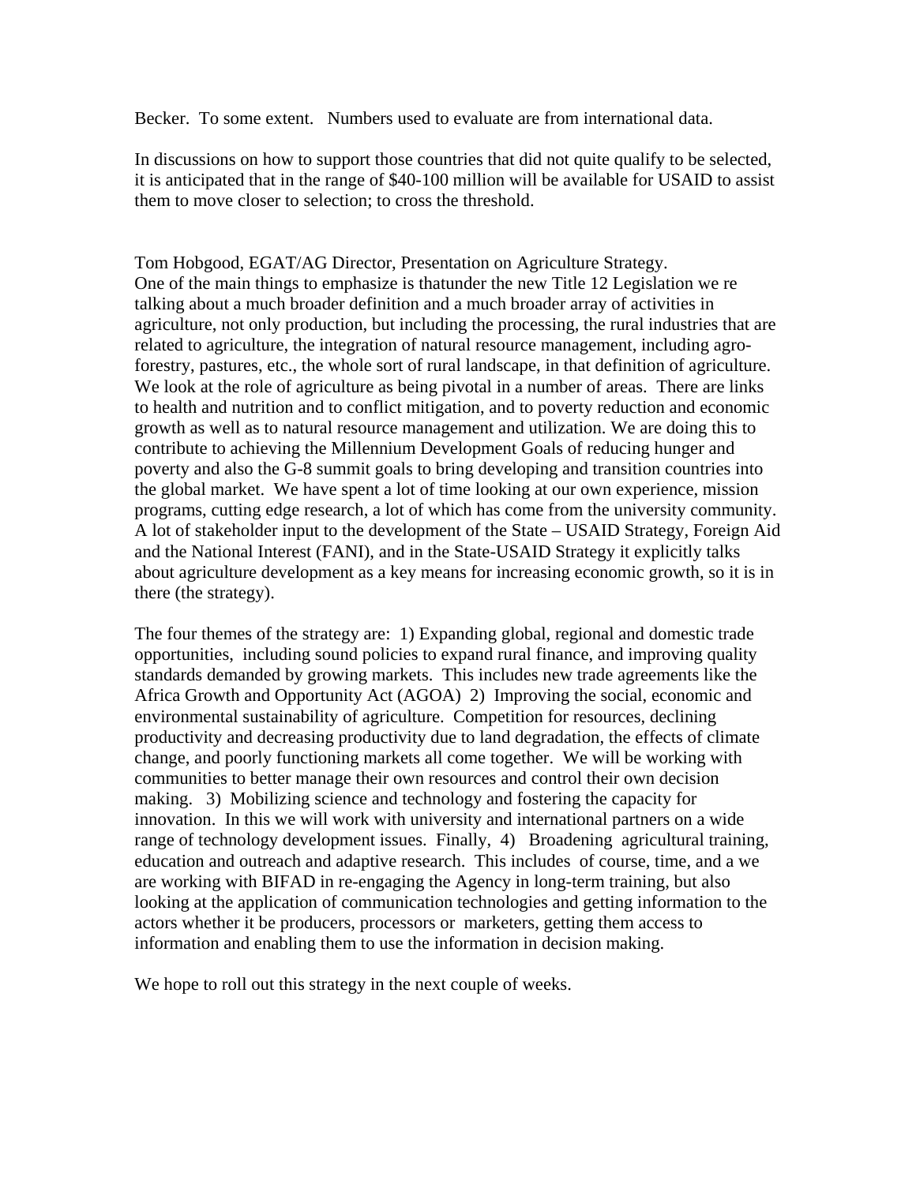Becker. To some extent. Numbers used to evaluate are from international data.

In discussions on how to support those countries that did not quite qualify to be selected, it is anticipated that in the range of $40-100 million will be available for USAID to assist them to move closer to selection; to cross the threshold.

Tom Hobgood, EGAT/AG Director, Presentation on Agriculture Strategy.
One of the main things to emphasize is thatunder the new Title 12 Legislation we re talking about a much broader definition and a much broader array of activities in agriculture, not only production, but including the processing, the rural industries that are related to agriculture, the integration of natural resource management, including agro-forestry, pastures, etc., the whole sort of rural landscape, in that definition of agriculture. We look at the role of agriculture as being pivotal in a number of areas. There are links to health and nutrition and to conflict mitigation, and to poverty reduction and economic growth as well as to natural resource management and utilization. We are doing this to contribute to achieving the Millennium Development Goals of reducing hunger and poverty and also the G-8 summit goals to bring developing and transition countries into the global market. We have spent a lot of time looking at our own experience, mission programs, cutting edge research, a lot of which has come from the university community. A lot of stakeholder input to the development of the State – USAID Strategy, Foreign Aid and the National Interest (FANI), and in the State-USAID Strategy it explicitly talks about agriculture development as a key means for increasing economic growth, so it is in there (the strategy).

The four themes of the strategy are: 1) Expanding global, regional and domestic trade opportunities, including sound policies to expand rural finance, and improving quality standards demanded by growing markets. This includes new trade agreements like the Africa Growth and Opportunity Act (AGOA) 2) Improving the social, economic and environmental sustainability of agriculture. Competition for resources, declining productivity and decreasing productivity due to land degradation, the effects of climate change, and poorly functioning markets all come together. We will be working with communities to better manage their own resources and control their own decision making. 3) Mobilizing science and technology and fostering the capacity for innovation. In this we will work with university and international partners on a wide range of technology development issues. Finally, 4) Broadening agricultural training, education and outreach and adaptive research. This includes of course, time, and a we are working with BIFAD in re-engaging the Agency in long-term training, but also looking at the application of communication technologies and getting information to the actors whether it be producers, processors or marketers, getting them access to information and enabling them to use the information in decision making.

We hope to roll out this strategy in the next couple of weeks.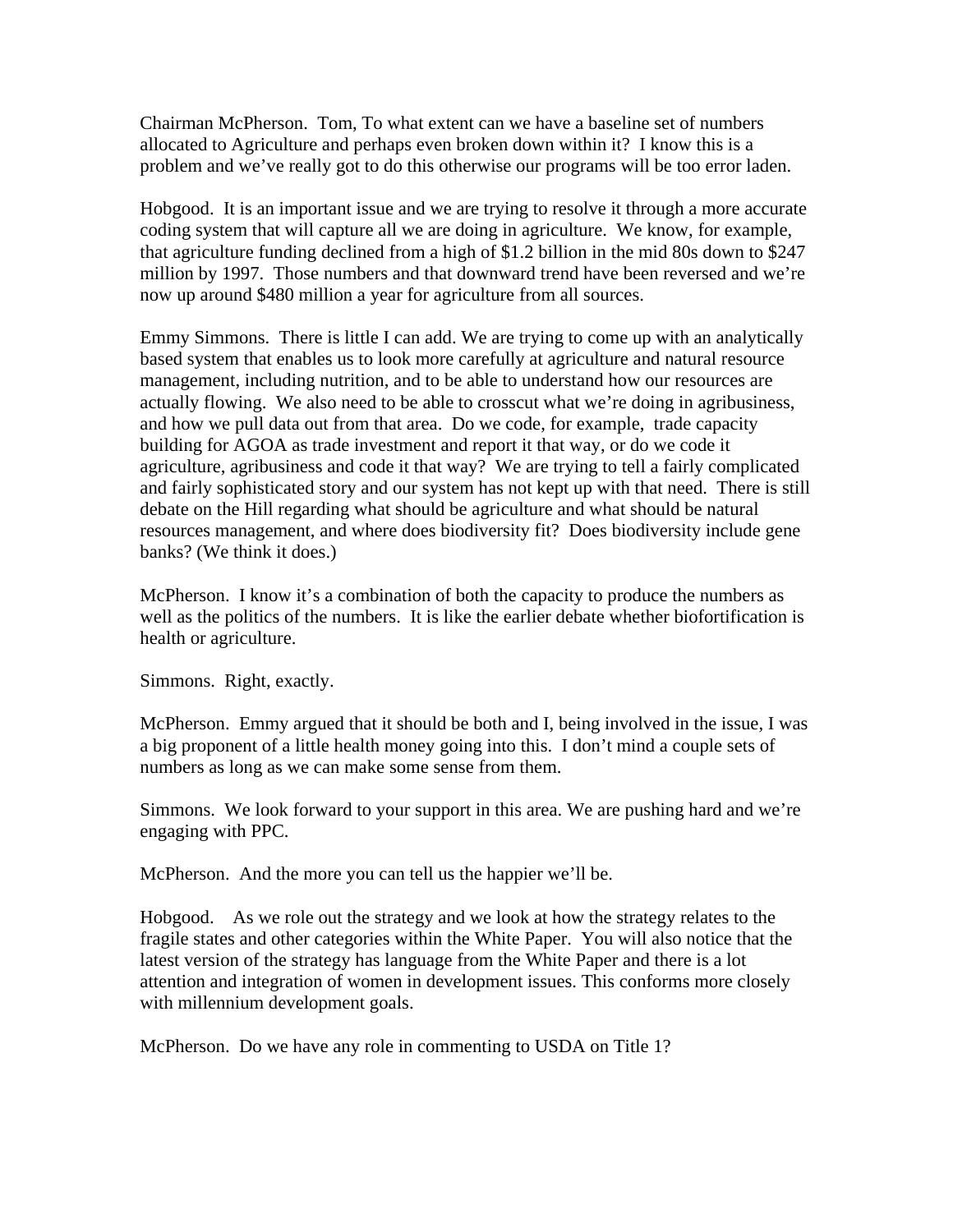Chairman McPherson.  Tom, To what extent can we have a baseline set of numbers allocated to Agriculture and perhaps even broken down within it?  I know this is a problem and we've really got to do this otherwise our programs will be too error laden.

Hobgood.  It is an important issue and we are trying to resolve it through a more accurate coding system that will capture all we are doing in agriculture.  We know, for example, that agriculture funding declined from a high of $1.2 billion in the mid 80s down to $247 million by 1997.  Those numbers and that downward trend have been reversed and we're now up around $480 million a year for agriculture from all sources.

Emmy Simmons.  There is little I can add. We are trying to come up with an analytically based system that enables us to look more carefully at agriculture and natural resource management, including nutrition, and to be able to understand how our resources are actually flowing.  We also need to be able to crosscut what we're doing in agribusiness, and how we pull data out from that area.  Do we code, for example,  trade capacity building for AGOA as trade investment and report it that way, or do we code it agriculture, agribusiness and code it that way?  We are trying to tell a fairly complicated and fairly sophisticated story and our system has not kept up with that need.  There is still debate on the Hill regarding what should be agriculture and what should be natural resources management, and where does biodiversity fit?  Does biodiversity include gene banks? (We think it does.)

McPherson.  I know it's a combination of both the capacity to produce the numbers as well as the politics of the numbers.  It is like the earlier debate whether biofortification is health or agriculture.

Simmons.  Right, exactly.

McPherson.  Emmy argued that it should be both and I, being involved in the issue, I was a big proponent of a little health money going into this.  I don't mind a couple sets of numbers as long as we can make some sense from them.

Simmons.  We look forward to your support in this area. We are pushing hard and we're engaging with PPC.

McPherson.  And the more you can tell us the happier we'll be.

Hobgood.    As we role out the strategy and we look at how the strategy relates to the fragile states and other categories within the White Paper.  You will also notice that the latest version of the strategy has language from the White Paper and there is a lot attention and integration of women in development issues. This conforms more closely with millennium development goals.

McPherson.  Do we have any role in commenting to USDA on Title 1?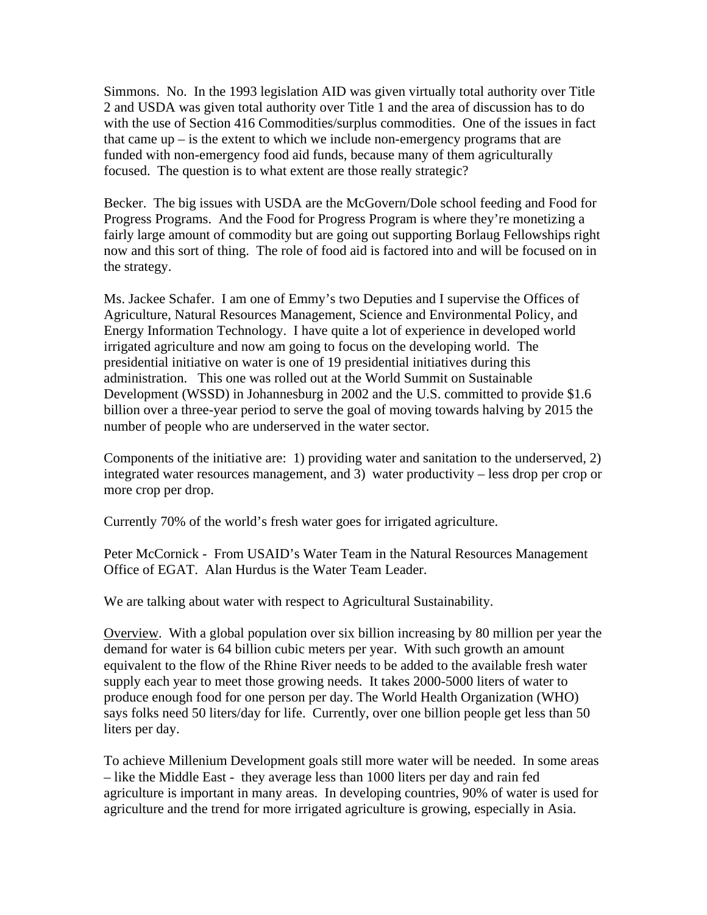Simmons. No. In the 1993 legislation AID was given virtually total authority over Title 2 and USDA was given total authority over Title 1 and the area of discussion has to do with the use of Section 416 Commodities/surplus commodities. One of the issues in fact that came up – is the extent to which we include non-emergency programs that are funded with non-emergency food aid funds, because many of them agriculturally focused. The question is to what extent are those really strategic?

Becker. The big issues with USDA are the McGovern/Dole school feeding and Food for Progress Programs. And the Food for Progress Program is where they're monetizing a fairly large amount of commodity but are going out supporting Borlaug Fellowships right now and this sort of thing. The role of food aid is factored into and will be focused on in the strategy.

Ms. Jackee Schafer. I am one of Emmy's two Deputies and I supervise the Offices of Agriculture, Natural Resources Management, Science and Environmental Policy, and Energy Information Technology. I have quite a lot of experience in developed world irrigated agriculture and now am going to focus on the developing world. The presidential initiative on water is one of 19 presidential initiatives during this administration. This one was rolled out at the World Summit on Sustainable Development (WSSD) in Johannesburg in 2002 and the U.S. committed to provide $1.6 billion over a three-year period to serve the goal of moving towards halving by 2015 the number of people who are underserved in the water sector.

Components of the initiative are: 1) providing water and sanitation to the underserved, 2) integrated water resources management, and 3) water productivity – less drop per crop or more crop per drop.

Currently 70% of the world's fresh water goes for irrigated agriculture.

Peter McCornick - From USAID's Water Team in the Natural Resources Management Office of EGAT. Alan Hurdus is the Water Team Leader.

We are talking about water with respect to Agricultural Sustainability.

Overview. With a global population over six billion increasing by 80 million per year the demand for water is 64 billion cubic meters per year. With such growth an amount equivalent to the flow of the Rhine River needs to be added to the available fresh water supply each year to meet those growing needs. It takes 2000-5000 liters of water to produce enough food for one person per day. The World Health Organization (WHO) says folks need 50 liters/day for life. Currently, over one billion people get less than 50 liters per day.

To achieve Millenium Development goals still more water will be needed. In some areas – like the Middle East - they average less than 1000 liters per day and rain fed agriculture is important in many areas. In developing countries, 90% of water is used for agriculture and the trend for more irrigated agriculture is growing, especially in Asia.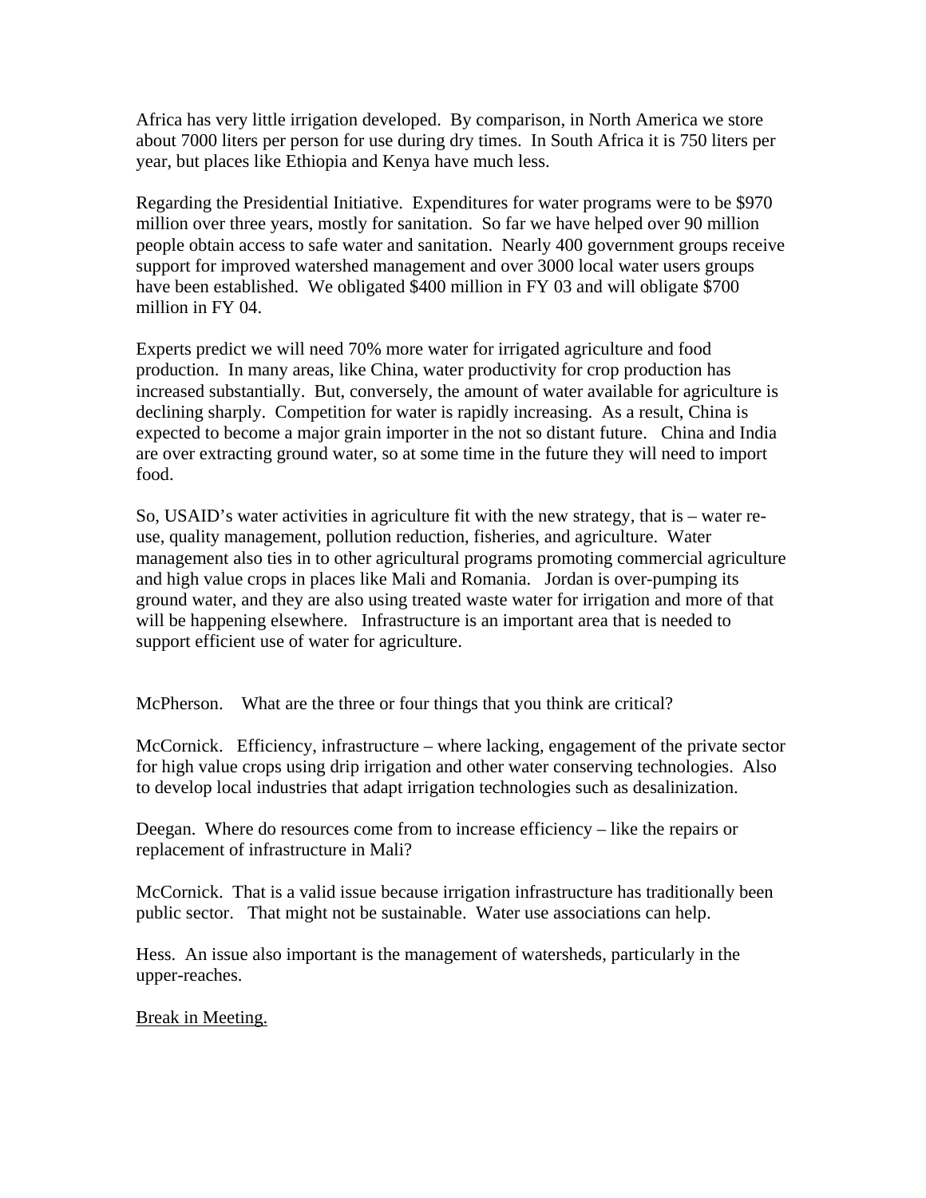Africa has very little irrigation developed. By comparison, in North America we store about 7000 liters per person for use during dry times. In South Africa it is 750 liters per year, but places like Ethiopia and Kenya have much less.

Regarding the Presidential Initiative. Expenditures for water programs were to be $970 million over three years, mostly for sanitation. So far we have helped over 90 million people obtain access to safe water and sanitation. Nearly 400 government groups receive support for improved watershed management and over 3000 local water users groups have been established. We obligated $400 million in FY 03 and will obligate $700 million in FY 04.

Experts predict we will need 70% more water for irrigated agriculture and food production. In many areas, like China, water productivity for crop production has increased substantially. But, conversely, the amount of water available for agriculture is declining sharply. Competition for water is rapidly increasing. As a result, China is expected to become a major grain importer in the not so distant future. China and India are over extracting ground water, so at some time in the future they will need to import food.

So, USAID's water activities in agriculture fit with the new strategy, that is – water re-use, quality management, pollution reduction, fisheries, and agriculture. Water management also ties in to other agricultural programs promoting commercial agriculture and high value crops in places like Mali and Romania. Jordan is over-pumping its ground water, and they are also using treated waste water for irrigation and more of that will be happening elsewhere. Infrastructure is an important area that is needed to support efficient use of water for agriculture.

McPherson. What are the three or four things that you think are critical?

McCornick. Efficiency, infrastructure – where lacking, engagement of the private sector for high value crops using drip irrigation and other water conserving technologies. Also to develop local industries that adapt irrigation technologies such as desalinization.

Deegan. Where do resources come from to increase efficiency – like the repairs or replacement of infrastructure in Mali?

McCornick. That is a valid issue because irrigation infrastructure has traditionally been public sector. That might not be sustainable. Water use associations can help.

Hess. An issue also important is the management of watersheds, particularly in the upper-reaches.

<u>Break in Meeting.</u>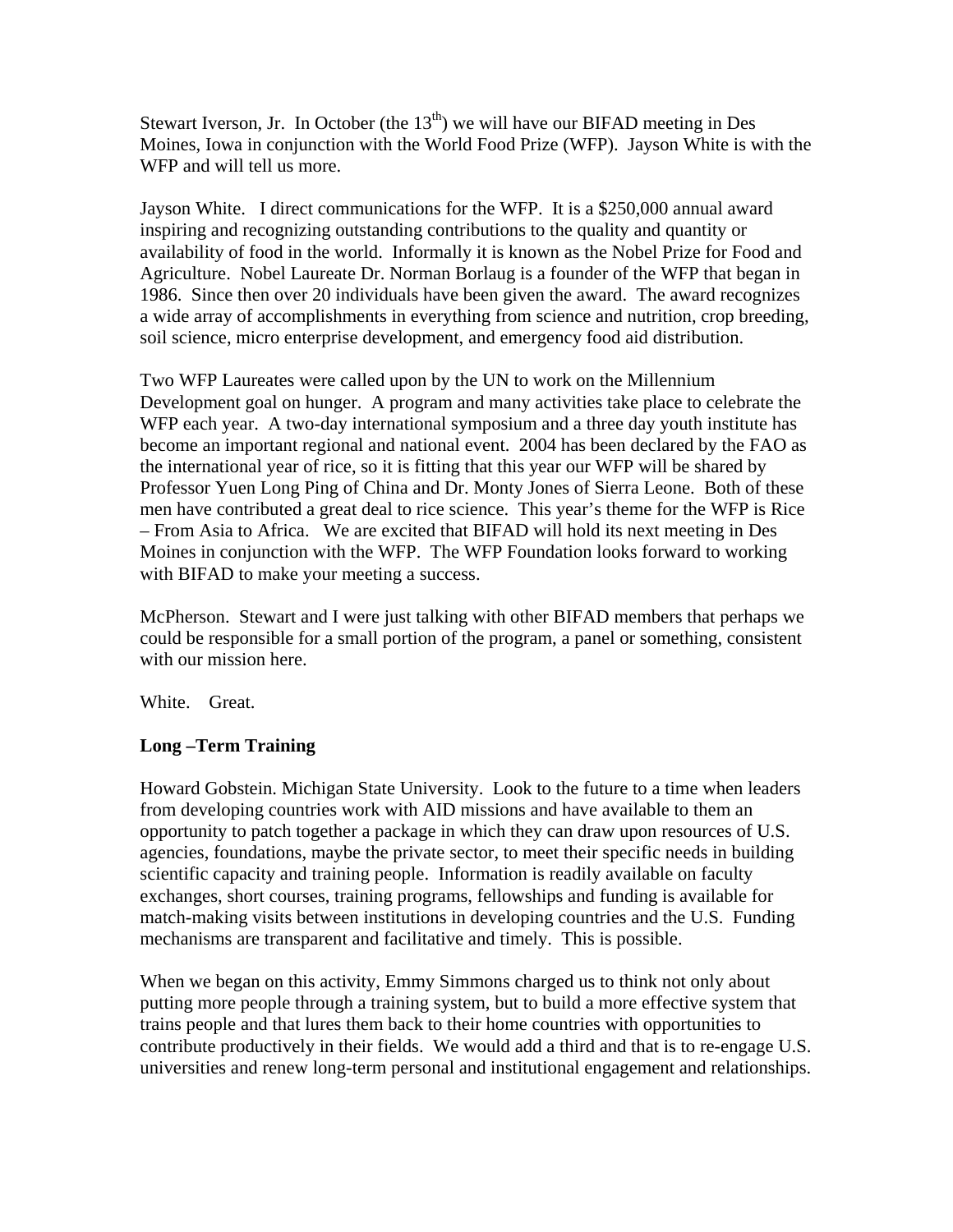Stewart Iverson, Jr. In October (the 13th) we will have our BIFAD meeting in Des Moines, Iowa in conjunction with the World Food Prize (WFP). Jayson White is with the WFP and will tell us more.

Jayson White. I direct communications for the WFP. It is a $250,000 annual award inspiring and recognizing outstanding contributions to the quality and quantity or availability of food in the world. Informally it is known as the Nobel Prize for Food and Agriculture. Nobel Laureate Dr. Norman Borlaug is a founder of the WFP that began in 1986. Since then over 20 individuals have been given the award. The award recognizes a wide array of accomplishments in everything from science and nutrition, crop breeding, soil science, micro enterprise development, and emergency food aid distribution.

Two WFP Laureates were called upon by the UN to work on the Millennium Development goal on hunger. A program and many activities take place to celebrate the WFP each year. A two-day international symposium and a three day youth institute has become an important regional and national event. 2004 has been declared by the FAO as the international year of rice, so it is fitting that this year our WFP will be shared by Professor Yuen Long Ping of China and Dr. Monty Jones of Sierra Leone. Both of these men have contributed a great deal to rice science. This year's theme for the WFP is Rice – From Asia to Africa. We are excited that BIFAD will hold its next meeting in Des Moines in conjunction with the WFP. The WFP Foundation looks forward to working with BIFAD to make your meeting a success.

McPherson. Stewart and I were just talking with other BIFAD members that perhaps we could be responsible for a small portion of the program, a panel or something, consistent with our mission here.

White. Great.

**Long –Term Training**

Howard Gobstein. Michigan State University. Look to the future to a time when leaders from developing countries work with AID missions and have available to them an opportunity to patch together a package in which they can draw upon resources of U.S. agencies, foundations, maybe the private sector, to meet their specific needs in building scientific capacity and training people. Information is readily available on faculty exchanges, short courses, training programs, fellowships and funding is available for match-making visits between institutions in developing countries and the U.S. Funding mechanisms are transparent and facilitative and timely. This is possible.

When we began on this activity, Emmy Simmons charged us to think not only about putting more people through a training system, but to build a more effective system that trains people and that lures them back to their home countries with opportunities to contribute productively in their fields. We would add a third and that is to re-engage U.S. universities and renew long-term personal and institutional engagement and relationships.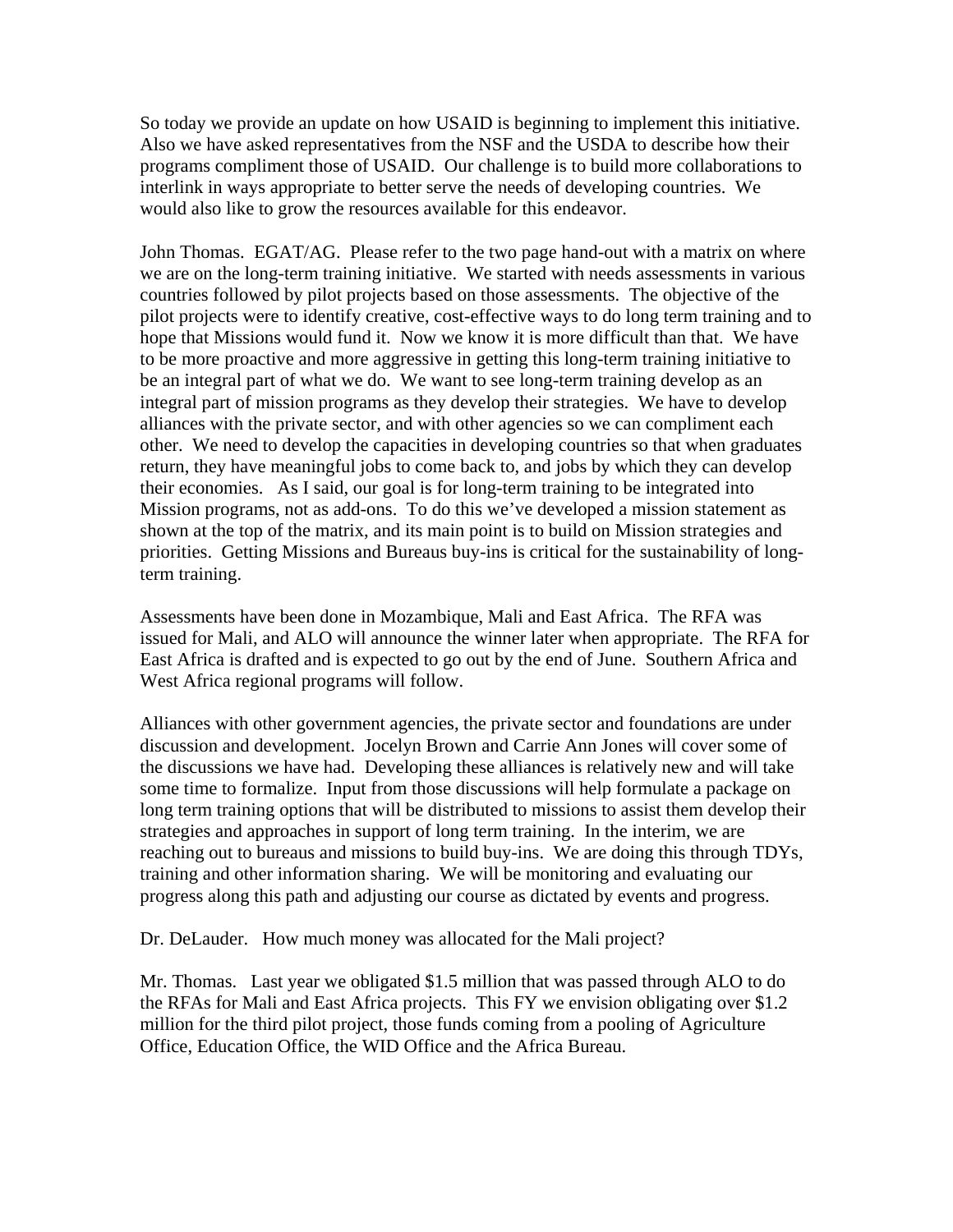So today we provide an update on how USAID is beginning to implement this initiative. Also we have asked representatives from the NSF and the USDA to describe how their programs compliment those of USAID. Our challenge is to build more collaborations to interlink in ways appropriate to better serve the needs of developing countries. We would also like to grow the resources available for this endeavor.

John Thomas. EGAT/AG. Please refer to the two page hand-out with a matrix on where we are on the long-term training initiative. We started with needs assessments in various countries followed by pilot projects based on those assessments. The objective of the pilot projects were to identify creative, cost-effective ways to do long term training and to hope that Missions would fund it. Now we know it is more difficult than that. We have to be more proactive and more aggressive in getting this long-term training initiative to be an integral part of what we do. We want to see long-term training develop as an integral part of mission programs as they develop their strategies. We have to develop alliances with the private sector, and with other agencies so we can compliment each other. We need to develop the capacities in developing countries so that when graduates return, they have meaningful jobs to come back to, and jobs by which they can develop their economies. As I said, our goal is for long-term training to be integrated into Mission programs, not as add-ons. To do this we've developed a mission statement as shown at the top of the matrix, and its main point is to build on Mission strategies and priorities. Getting Missions and Bureaus buy-ins is critical for the sustainability of long-term training.

Assessments have been done in Mozambique, Mali and East Africa. The RFA was issued for Mali, and ALO will announce the winner later when appropriate. The RFA for East Africa is drafted and is expected to go out by the end of June. Southern Africa and West Africa regional programs will follow.

Alliances with other government agencies, the private sector and foundations are under discussion and development. Jocelyn Brown and Carrie Ann Jones will cover some of the discussions we have had. Developing these alliances is relatively new and will take some time to formalize. Input from those discussions will help formulate a package on long term training options that will be distributed to missions to assist them develop their strategies and approaches in support of long term training. In the interim, we are reaching out to bureaus and missions to build buy-ins. We are doing this through TDYs, training and other information sharing. We will be monitoring and evaluating our progress along this path and adjusting our course as dictated by events and progress.

Dr. DeLauder. How much money was allocated for the Mali project?

Mr. Thomas. Last year we obligated $1.5 million that was passed through ALO to do the RFAs for Mali and East Africa projects. This FY we envision obligating over $1.2 million for the third pilot project, those funds coming from a pooling of Agriculture Office, Education Office, the WID Office and the Africa Bureau.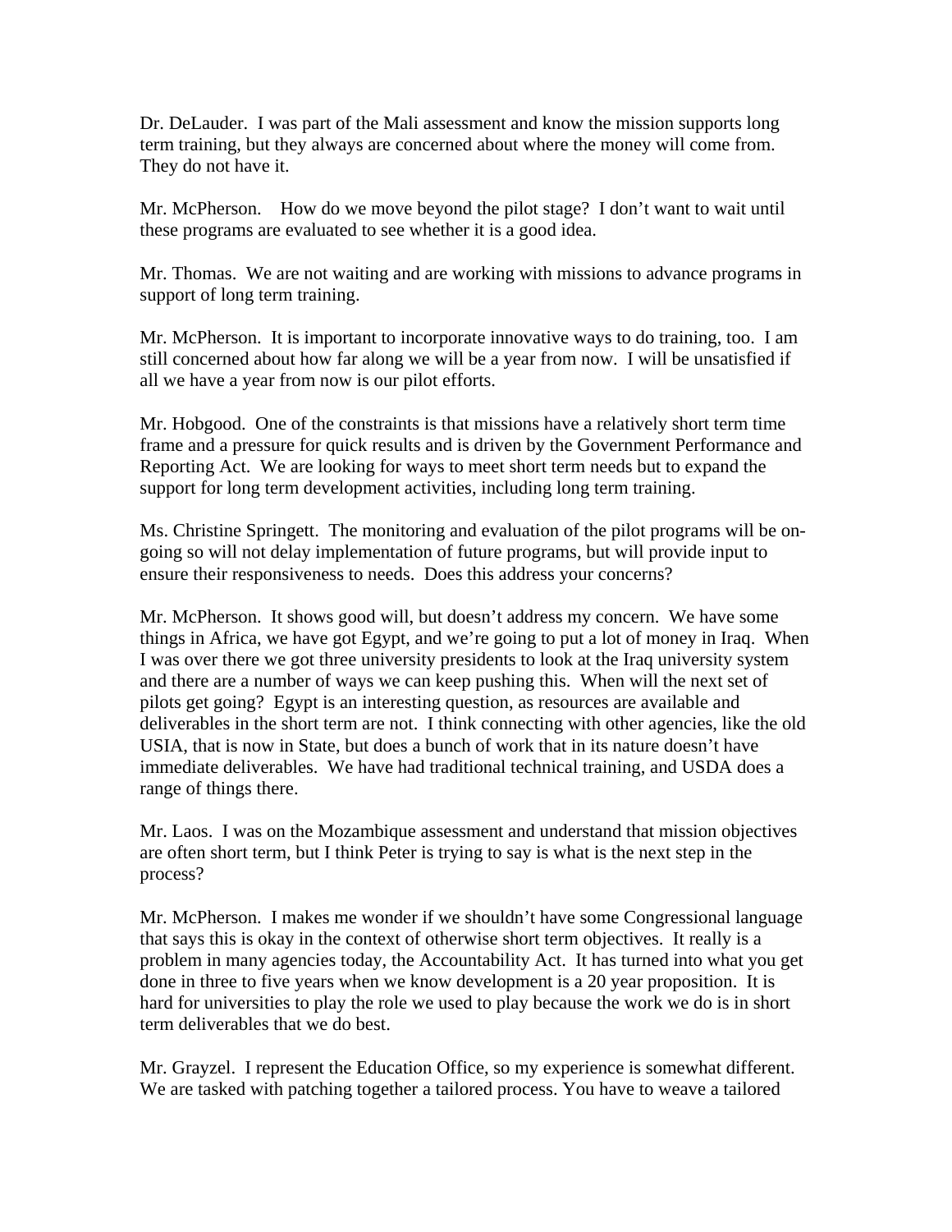Dr. DeLauder. I was part of the Mali assessment and know the mission supports long term training, but they always are concerned about where the money will come from. They do not have it.

Mr. McPherson. How do we move beyond the pilot stage? I don't want to wait until these programs are evaluated to see whether it is a good idea.

Mr. Thomas. We are not waiting and are working with missions to advance programs in support of long term training.

Mr. McPherson. It is important to incorporate innovative ways to do training, too. I am still concerned about how far along we will be a year from now. I will be unsatisfied if all we have a year from now is our pilot efforts.

Mr. Hobgood. One of the constraints is that missions have a relatively short term time frame and a pressure for quick results and is driven by the Government Performance and Reporting Act. We are looking for ways to meet short term needs but to expand the support for long term development activities, including long term training.

Ms. Christine Springett. The monitoring and evaluation of the pilot programs will be on-going so will not delay implementation of future programs, but will provide input to ensure their responsiveness to needs. Does this address your concerns?

Mr. McPherson. It shows good will, but doesn't address my concern. We have some things in Africa, we have got Egypt, and we're going to put a lot of money in Iraq. When I was over there we got three university presidents to look at the Iraq university system and there are a number of ways we can keep pushing this. When will the next set of pilots get going? Egypt is an interesting question, as resources are available and deliverables in the short term are not. I think connecting with other agencies, like the old USIA, that is now in State, but does a bunch of work that in its nature doesn't have immediate deliverables. We have had traditional technical training, and USDA does a range of things there.

Mr. Laos. I was on the Mozambique assessment and understand that mission objectives are often short term, but I think Peter is trying to say is what is the next step in the process?

Mr. McPherson. I makes me wonder if we shouldn't have some Congressional language that says this is okay in the context of otherwise short term objectives. It really is a problem in many agencies today, the Accountability Act. It has turned into what you get done in three to five years when we know development is a 20 year proposition. It is hard for universities to play the role we used to play because the work we do is in short term deliverables that we do best.

Mr. Grayzel. I represent the Education Office, so my experience is somewhat different. We are tasked with patching together a tailored process. You have to weave a tailored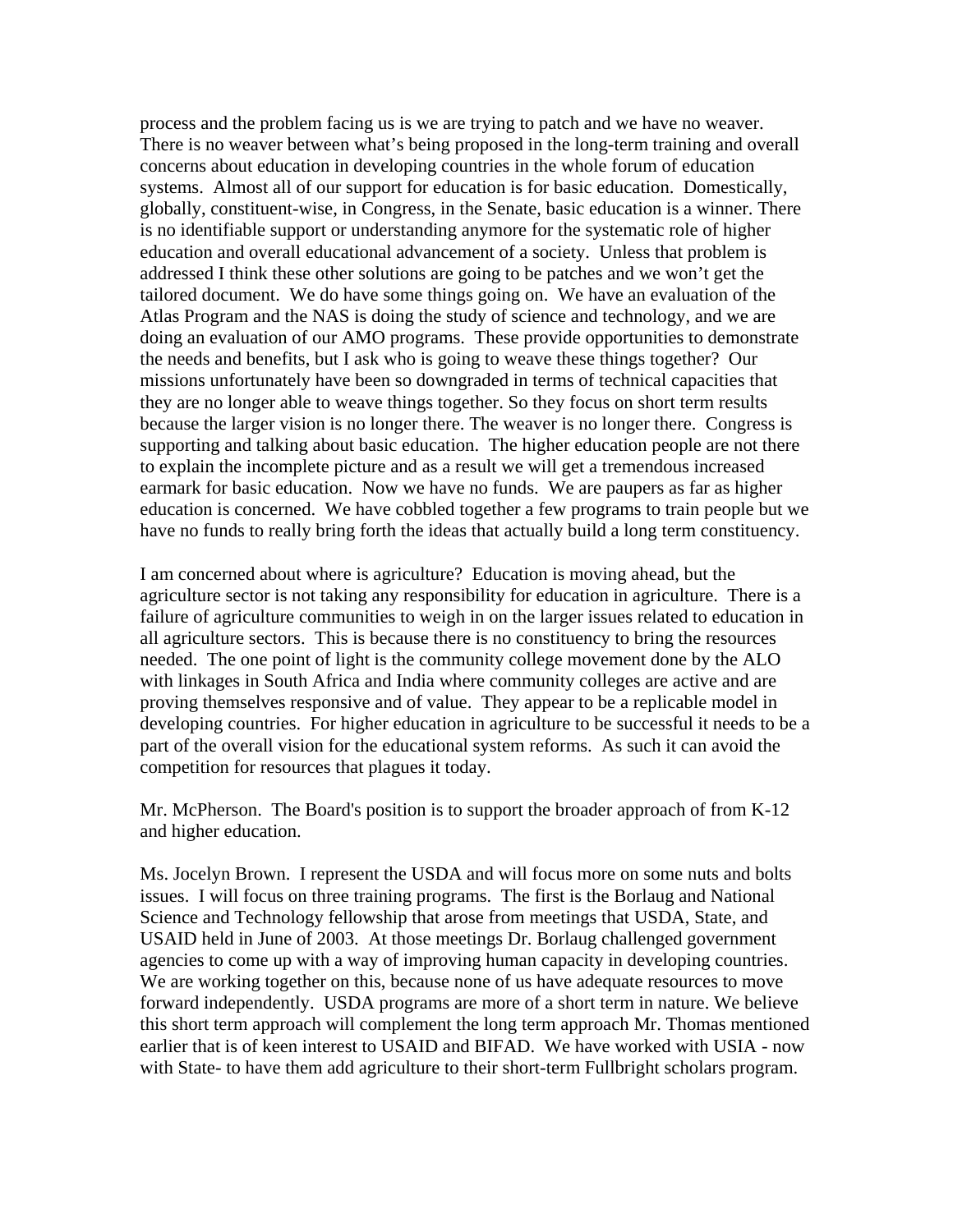process and the problem facing us is we are trying to patch and we have no weaver. There is no weaver between what's being proposed in the long-term training and overall concerns about education in developing countries in the whole forum of education systems. Almost all of our support for education is for basic education. Domestically, globally, constituent-wise, in Congress, in the Senate, basic education is a winner. There is no identifiable support or understanding anymore for the systematic role of higher education and overall educational advancement of a society. Unless that problem is addressed I think these other solutions are going to be patches and we won't get the tailored document. We do have some things going on. We have an evaluation of the Atlas Program and the NAS is doing the study of science and technology, and we are doing an evaluation of our AMO programs. These provide opportunities to demonstrate the needs and benefits, but I ask who is going to weave these things together? Our missions unfortunately have been so downgraded in terms of technical capacities that they are no longer able to weave things together. So they focus on short term results because the larger vision is no longer there. The weaver is no longer there. Congress is supporting and talking about basic education. The higher education people are not there to explain the incomplete picture and as a result we will get a tremendous increased earmark for basic education. Now we have no funds. We are paupers as far as higher education is concerned. We have cobbled together a few programs to train people but we have no funds to really bring forth the ideas that actually build a long term constituency.

I am concerned about where is agriculture? Education is moving ahead, but the agriculture sector is not taking any responsibility for education in agriculture. There is a failure of agriculture communities to weigh in on the larger issues related to education in all agriculture sectors. This is because there is no constituency to bring the resources needed. The one point of light is the community college movement done by the ALO with linkages in South Africa and India where community colleges are active and are proving themselves responsive and of value. They appear to be a replicable model in developing countries. For higher education in agriculture to be successful it needs to be a part of the overall vision for the educational system reforms. As such it can avoid the competition for resources that plagues it today.

Mr. McPherson. The Board's position is to support the broader approach of from K-12 and higher education.

Ms. Jocelyn Brown. I represent the USDA and will focus more on some nuts and bolts issues. I will focus on three training programs. The first is the Borlaug and National Science and Technology fellowship that arose from meetings that USDA, State, and USAID held in June of 2003. At those meetings Dr. Borlaug challenged government agencies to come up with a way of improving human capacity in developing countries. We are working together on this, because none of us have adequate resources to move forward independently. USDA programs are more of a short term in nature. We believe this short term approach will complement the long term approach Mr. Thomas mentioned earlier that is of keen interest to USAID and BIFAD. We have worked with USIA - now with State- to have them add agriculture to their short-term Fullbright scholars program.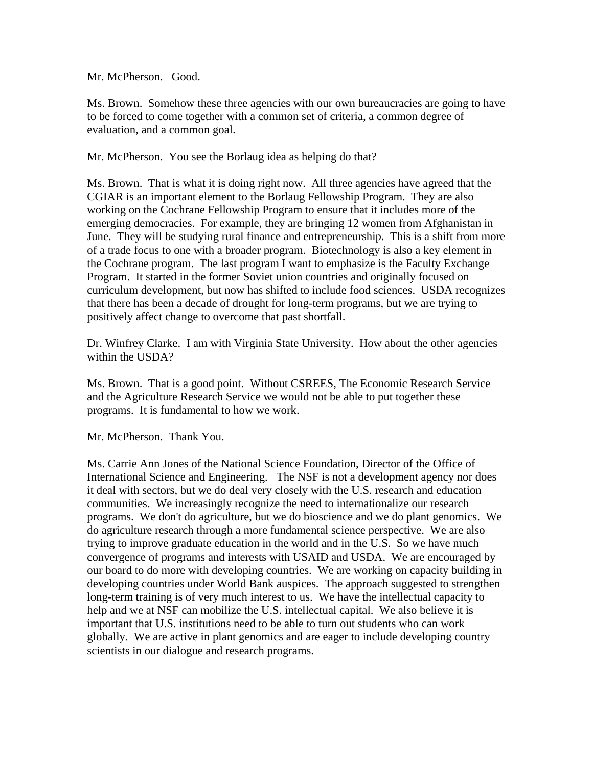Mr. McPherson.   Good.

Ms. Brown.  Somehow these three agencies with our own bureaucracies are going to have to be forced to come together with a common set of criteria, a common degree of evaluation, and a common goal.

Mr. McPherson.  You see the Borlaug idea as helping do that?

Ms. Brown.  That is what it is doing right now.  All three agencies have agreed that the CGIAR is an important element to the Borlaug Fellowship Program.  They are also working on the Cochrane Fellowship Program to ensure that it includes more of the emerging democracies.  For example, they are bringing 12 women from Afghanistan in June.  They will be studying rural finance and entrepreneurship.  This is a shift from more of a trade focus to one with a broader program.  Biotechnology is also a key element in the Cochrane program.  The last program I want to emphasize is the Faculty Exchange Program.  It started in the former Soviet union countries and originally focused on curriculum development, but now has shifted to include food sciences.  USDA recognizes that there has been a decade of drought for long-term programs, but we are trying to positively affect change to overcome that past shortfall.

Dr. Winfrey Clarke.  I am with Virginia State University.  How about the other agencies within the USDA?

Ms. Brown.  That is a good point.  Without CSREES, The Economic Research Service and the Agriculture Research Service we would not be able to put together these programs.  It is fundamental to how we work.

Mr. McPherson.  Thank You.

Ms. Carrie Ann Jones of the National Science Foundation, Director of the Office of International Science and Engineering.   The NSF is not a development agency nor does it deal with sectors, but we do deal very closely with the U.S. research and education communities.  We increasingly recognize the need to internationalize our research programs.  We don't do agriculture, but we do bioscience and we do plant genomics.  We do agriculture research through a more fundamental science perspective.  We are also trying to improve graduate education in the world and in the U.S.  So we have much convergence of programs and interests with USAID and USDA.  We are encouraged by our board to do more with developing countries.  We are working on capacity building in developing countries under World Bank auspices.  The approach suggested to strengthen long-term training is of very much interest to us.  We have the intellectual capacity to help and we at NSF can mobilize the U.S. intellectual capital.  We also believe it is important that U.S. institutions need to be able to turn out students who can work globally.  We are active in plant genomics and are eager to include developing country scientists in our dialogue and research programs.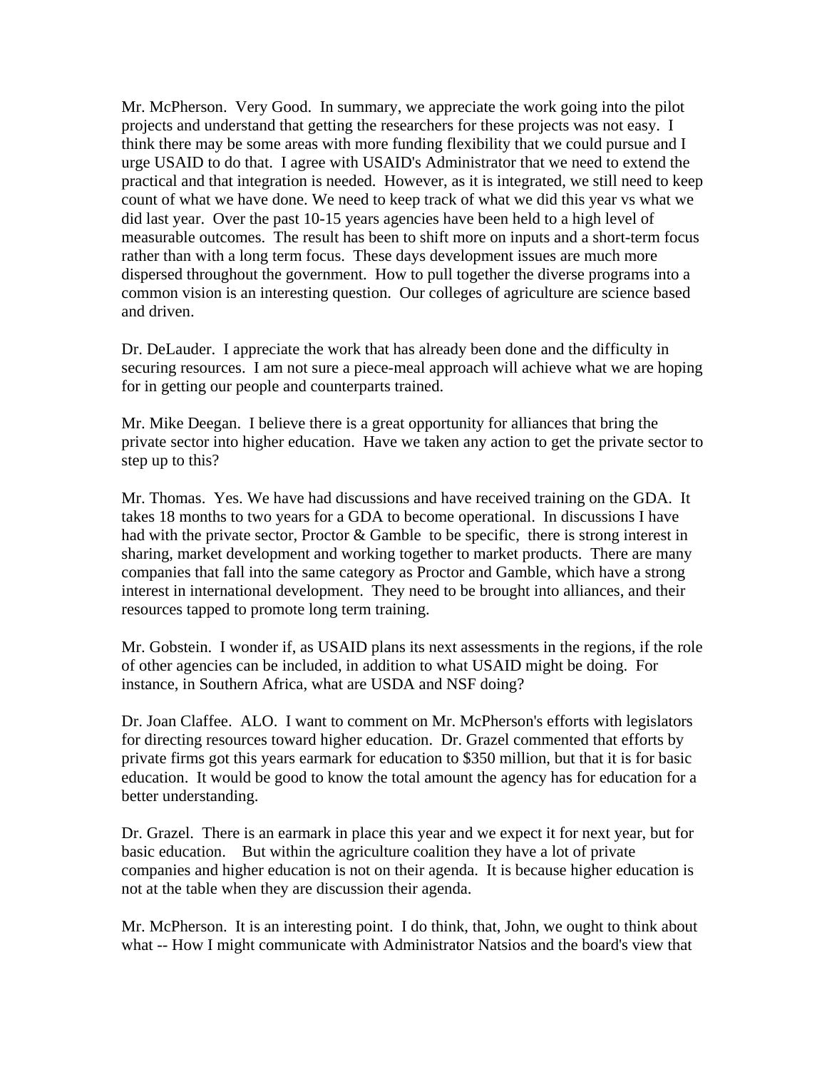Mr. McPherson. Very Good. In summary, we appreciate the work going into the pilot projects and understand that getting the researchers for these projects was not easy. I think there may be some areas with more funding flexibility that we could pursue and I urge USAID to do that. I agree with USAID's Administrator that we need to extend the practical and that integration is needed. However, as it is integrated, we still need to keep count of what we have done. We need to keep track of what we did this year vs what we did last year. Over the past 10-15 years agencies have been held to a high level of measurable outcomes. The result has been to shift more on inputs and a short-term focus rather than with a long term focus. These days development issues are much more dispersed throughout the government. How to pull together the diverse programs into a common vision is an interesting question. Our colleges of agriculture are science based and driven.

Dr. DeLauder. I appreciate the work that has already been done and the difficulty in securing resources. I am not sure a piece-meal approach will achieve what we are hoping for in getting our people and counterparts trained.

Mr. Mike Deegan. I believe there is a great opportunity for alliances that bring the private sector into higher education. Have we taken any action to get the private sector to step up to this?

Mr. Thomas. Yes. We have had discussions and have received training on the GDA. It takes 18 months to two years for a GDA to become operational. In discussions I have had with the private sector, Proctor & Gamble to be specific, there is strong interest in sharing, market development and working together to market products. There are many companies that fall into the same category as Proctor and Gamble, which have a strong interest in international development. They need to be brought into alliances, and their resources tapped to promote long term training.

Mr. Gobstein. I wonder if, as USAID plans its next assessments in the regions, if the role of other agencies can be included, in addition to what USAID might be doing. For instance, in Southern Africa, what are USDA and NSF doing?

Dr. Joan Claffee. ALO. I want to comment on Mr. McPherson's efforts with legislators for directing resources toward higher education. Dr. Grazel commented that efforts by private firms got this years earmark for education to $350 million, but that it is for basic education. It would be good to know the total amount the agency has for education for a better understanding.

Dr. Grazel. There is an earmark in place this year and we expect it for next year, but for basic education. But within the agriculture coalition they have a lot of private companies and higher education is not on their agenda. It is because higher education is not at the table when they are discussion their agenda.

Mr. McPherson. It is an interesting point. I do think, that, John, we ought to think about what -- How I might communicate with Administrator Natsios and the board's view that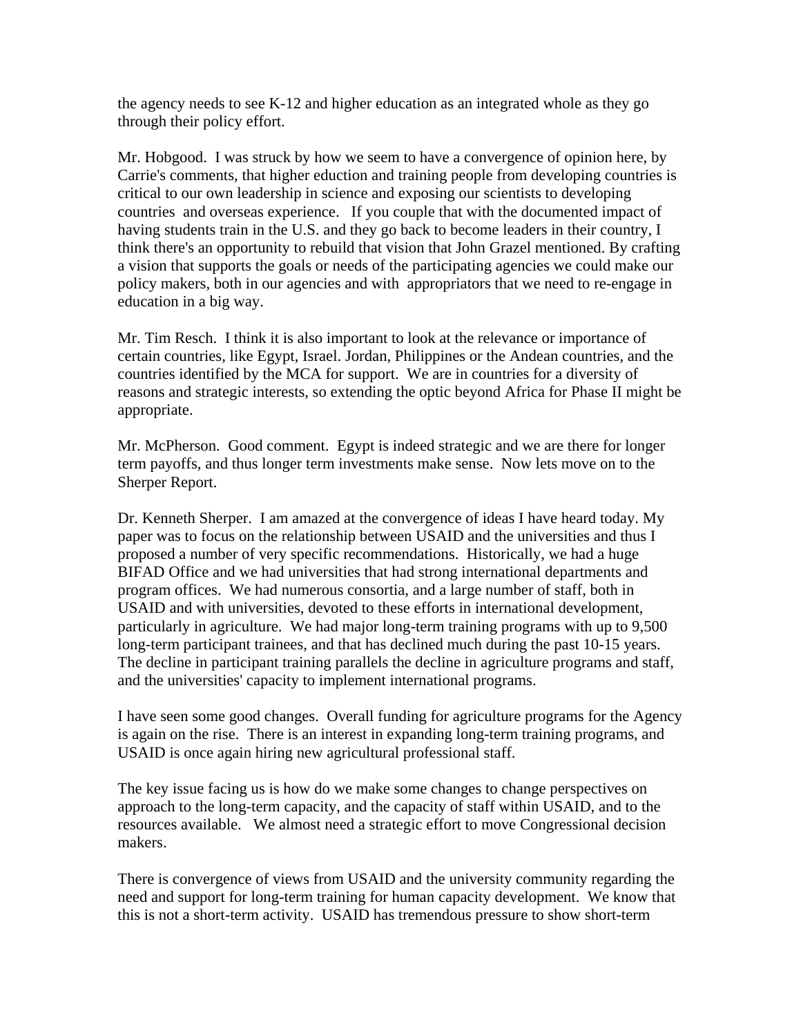the agency needs to see K-12 and higher education as an integrated whole as they go through their policy effort.

Mr. Hobgood. I was struck by how we seem to have a convergence of opinion here, by Carrie's comments, that higher eduction and training people from developing countries is critical to our own leadership in science and exposing our scientists to developing countries and overseas experience. If you couple that with the documented impact of having students train in the U.S. and they go back to become leaders in their country, I think there's an opportunity to rebuild that vision that John Grazel mentioned. By crafting a vision that supports the goals or needs of the participating agencies we could make our policy makers, both in our agencies and with appropriators that we need to re-engage in education in a big way.

Mr. Tim Resch. I think it is also important to look at the relevance or importance of certain countries, like Egypt, Israel. Jordan, Philippines or the Andean countries, and the countries identified by the MCA for support. We are in countries for a diversity of reasons and strategic interests, so extending the optic beyond Africa for Phase II might be appropriate.

Mr. McPherson. Good comment. Egypt is indeed strategic and we are there for longer term payoffs, and thus longer term investments make sense. Now lets move on to the Sherper Report.

Dr. Kenneth Sherper. I am amazed at the convergence of ideas I have heard today. My paper was to focus on the relationship between USAID and the universities and thus I proposed a number of very specific recommendations. Historically, we had a huge BIFAD Office and we had universities that had strong international departments and program offices. We had numerous consortia, and a large number of staff, both in USAID and with universities, devoted to these efforts in international development, particularly in agriculture. We had major long-term training programs with up to 9,500 long-term participant trainees, and that has declined much during the past 10-15 years. The decline in participant training parallels the decline in agriculture programs and staff, and the universities' capacity to implement international programs.

I have seen some good changes. Overall funding for agriculture programs for the Agency is again on the rise. There is an interest in expanding long-term training programs, and USAID is once again hiring new agricultural professional staff.

The key issue facing us is how do we make some changes to change perspectives on approach to the long-term capacity, and the capacity of staff within USAID, and to the resources available. We almost need a strategic effort to move Congressional decision makers.

There is convergence of views from USAID and the university community regarding the need and support for long-term training for human capacity development. We know that this is not a short-term activity. USAID has tremendous pressure to show short-term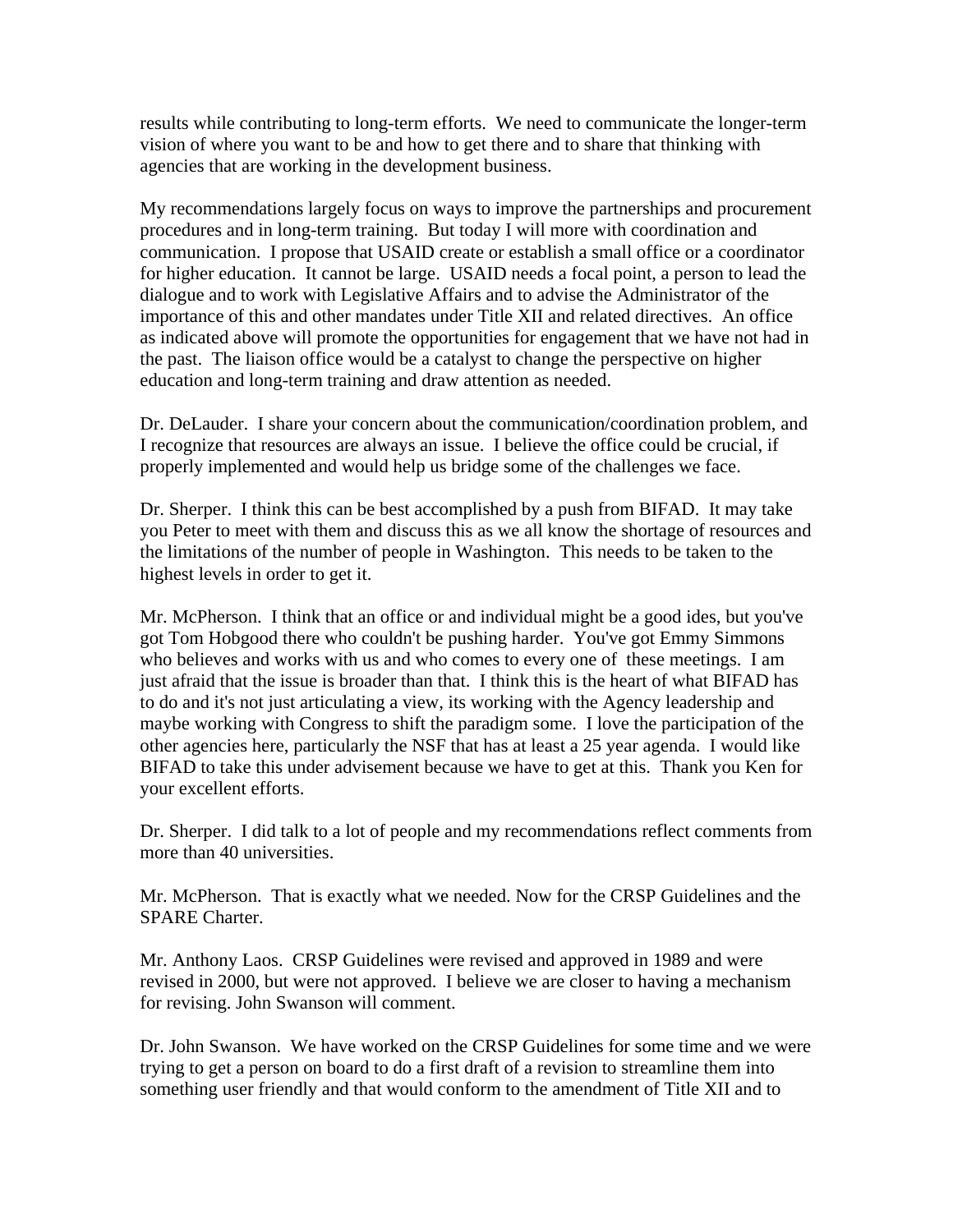results while contributing to long-term efforts. We need to communicate the longer-term vision of where you want to be and how to get there and to share that thinking with agencies that are working in the development business.

My recommendations largely focus on ways to improve the partnerships and procurement procedures and in long-term training. But today I will more with coordination and communication. I propose that USAID create or establish a small office or a coordinator for higher education. It cannot be large. USAID needs a focal point, a person to lead the dialogue and to work with Legislative Affairs and to advise the Administrator of the importance of this and other mandates under Title XII and related directives. An office as indicated above will promote the opportunities for engagement that we have not had in the past. The liaison office would be a catalyst to change the perspective on higher education and long-term training and draw attention as needed.

Dr. DeLauder. I share your concern about the communication/coordination problem, and I recognize that resources are always an issue. I believe the office could be crucial, if properly implemented and would help us bridge some of the challenges we face.

Dr. Sherper. I think this can be best accomplished by a push from BIFAD. It may take you Peter to meet with them and discuss this as we all know the shortage of resources and the limitations of the number of people in Washington. This needs to be taken to the highest levels in order to get it.

Mr. McPherson. I think that an office or and individual might be a good ides, but you've got Tom Hobgood there who couldn't be pushing harder. You've got Emmy Simmons who believes and works with us and who comes to every one of these meetings. I am just afraid that the issue is broader than that. I think this is the heart of what BIFAD has to do and it's not just articulating a view, its working with the Agency leadership and maybe working with Congress to shift the paradigm some. I love the participation of the other agencies here, particularly the NSF that has at least a 25 year agenda. I would like BIFAD to take this under advisement because we have to get at this. Thank you Ken for your excellent efforts.

Dr. Sherper. I did talk to a lot of people and my recommendations reflect comments from more than 40 universities.

Mr. McPherson. That is exactly what we needed. Now for the CRSP Guidelines and the SPARE Charter.

Mr. Anthony Laos. CRSP Guidelines were revised and approved in 1989 and were revised in 2000, but were not approved. I believe we are closer to having a mechanism for revising. John Swanson will comment.

Dr. John Swanson. We have worked on the CRSP Guidelines for some time and we were trying to get a person on board to do a first draft of a revision to streamline them into something user friendly and that would conform to the amendment of Title XII and to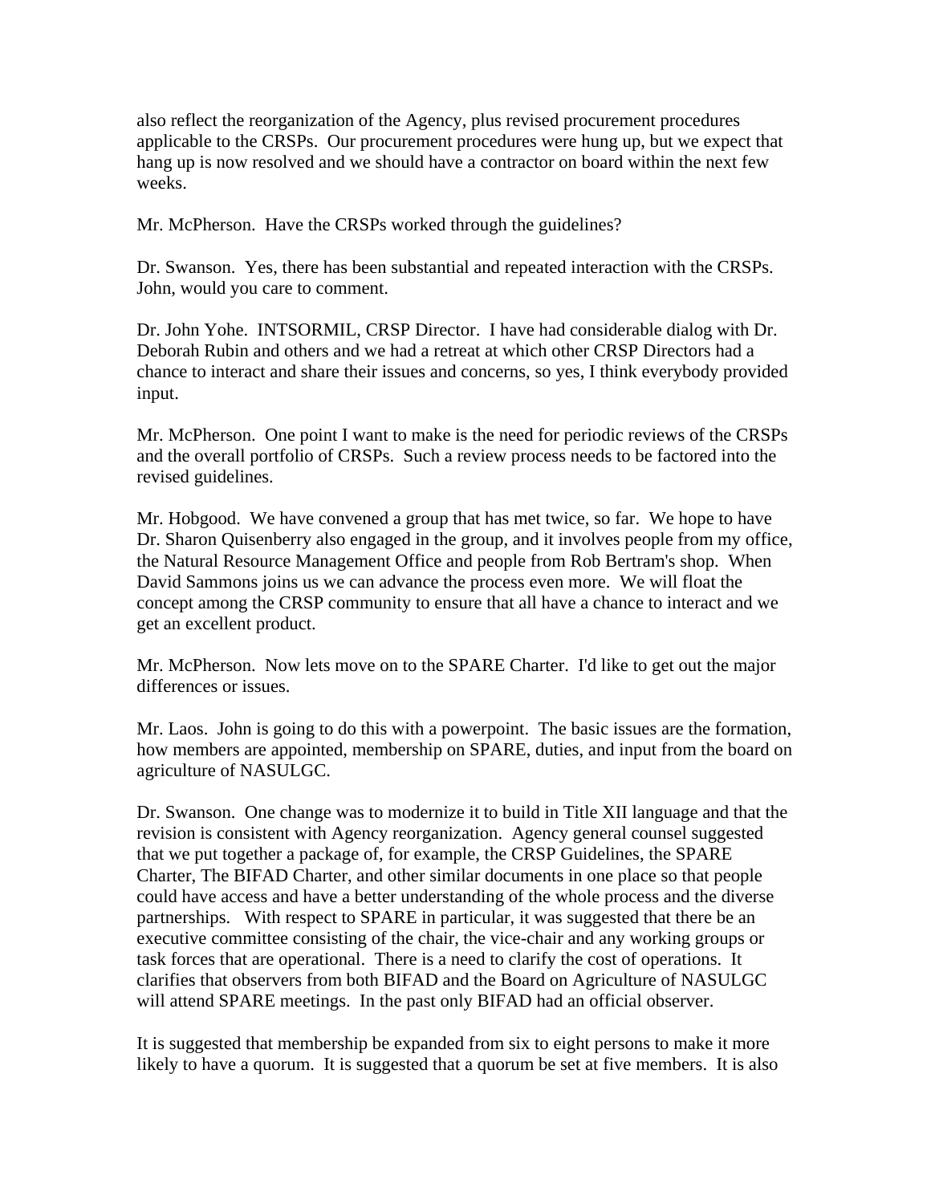also reflect the reorganization of the Agency, plus revised procurement procedures applicable to the CRSPs. Our procurement procedures were hung up, but we expect that hang up is now resolved and we should have a contractor on board within the next few weeks.

Mr. McPherson. Have the CRSPs worked through the guidelines?

Dr. Swanson. Yes, there has been substantial and repeated interaction with the CRSPs. John, would you care to comment.

Dr. John Yohe. INTSORMIL, CRSP Director. I have had considerable dialog with Dr. Deborah Rubin and others and we had a retreat at which other CRSP Directors had a chance to interact and share their issues and concerns, so yes, I think everybody provided input.

Mr. McPherson. One point I want to make is the need for periodic reviews of the CRSPs and the overall portfolio of CRSPs. Such a review process needs to be factored into the revised guidelines.

Mr. Hobgood. We have convened a group that has met twice, so far. We hope to have Dr. Sharon Quisenberry also engaged in the group, and it involves people from my office, the Natural Resource Management Office and people from Rob Bertram's shop. When David Sammons joins us we can advance the process even more. We will float the concept among the CRSP community to ensure that all have a chance to interact and we get an excellent product.

Mr. McPherson. Now lets move on to the SPARE Charter. I'd like to get out the major differences or issues.

Mr. Laos. John is going to do this with a powerpoint. The basic issues are the formation, how members are appointed, membership on SPARE, duties, and input from the board on agriculture of NASULGC.

Dr. Swanson. One change was to modernize it to build in Title XII language and that the revision is consistent with Agency reorganization. Agency general counsel suggested that we put together a package of, for example, the CRSP Guidelines, the SPARE Charter, The BIFAD Charter, and other similar documents in one place so that people could have access and have a better understanding of the whole process and the diverse partnerships. With respect to SPARE in particular, it was suggested that there be an executive committee consisting of the chair, the vice-chair and any working groups or task forces that are operational. There is a need to clarify the cost of operations. It clarifies that observers from both BIFAD and the Board on Agriculture of NASULGC will attend SPARE meetings. In the past only BIFAD had an official observer.

It is suggested that membership be expanded from six to eight persons to make it more likely to have a quorum. It is suggested that a quorum be set at five members. It is also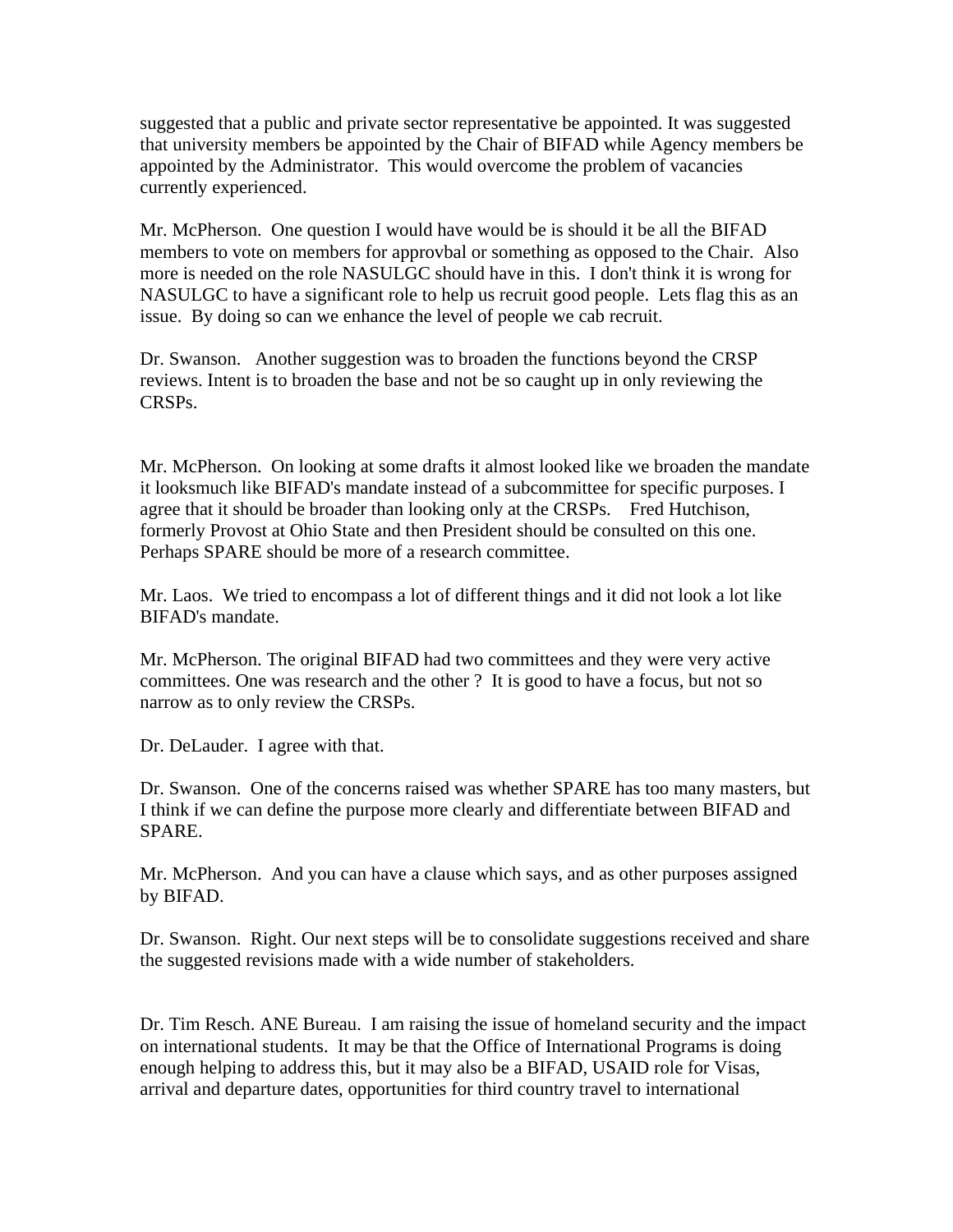suggested that a public and private sector representative be appointed. It was suggested that university members be appointed by the Chair of BIFAD while Agency members be appointed by the Administrator. This would overcome the problem of vacancies currently experienced.

Mr. McPherson. One question I would have would be is should it be all the BIFAD members to vote on members for approvbal or something as opposed to the Chair. Also more is needed on the role NASULGC should have in this. I don't think it is wrong for NASULGC to have a significant role to help us recruit good people. Lets flag this as an issue. By doing so can we enhance the level of people we cab recruit.

Dr. Swanson. Another suggestion was to broaden the functions beyond the CRSP reviews. Intent is to broaden the base and not be so caught up in only reviewing the CRSPs.

Mr. McPherson. On looking at some drafts it almost looked like we broaden the mandate it looksmuch like BIFAD's mandate instead of a subcommittee for specific purposes. I agree that it should be broader than looking only at the CRSPs. Fred Hutchison, formerly Provost at Ohio State and then President should be consulted on this one. Perhaps SPARE should be more of a research committee.

Mr. Laos. We tried to encompass a lot of different things and it did not look a lot like BIFAD's mandate.

Mr. McPherson. The original BIFAD had two committees and they were very active committees. One was research and the other ? It is good to have a focus, but not so narrow as to only review the CRSPs.

Dr. DeLauder. I agree with that.

Dr. Swanson. One of the concerns raised was whether SPARE has too many masters, but I think if we can define the purpose more clearly and differentiate between BIFAD and SPARE.

Mr. McPherson. And you can have a clause which says, and as other purposes assigned by BIFAD.

Dr. Swanson. Right. Our next steps will be to consolidate suggestions received and share the suggested revisions made with a wide number of stakeholders.

Dr. Tim Resch. ANE Bureau. I am raising the issue of homeland security and the impact on international students. It may be that the Office of International Programs is doing enough helping to address this, but it may also be a BIFAD, USAID role for Visas, arrival and departure dates, opportunities for third country travel to international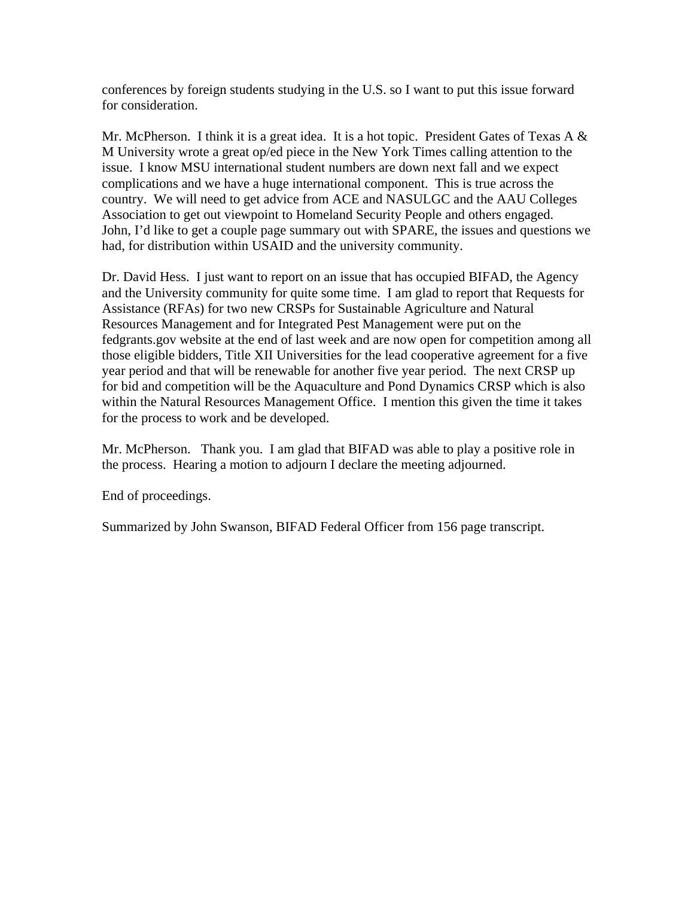conferences by foreign students studying in the U.S. so I want to put this issue forward for consideration.

Mr. McPherson. I think it is a great idea. It is a hot topic. President Gates of Texas A & M University wrote a great op/ed piece in the New York Times calling attention to the issue. I know MSU international student numbers are down next fall and we expect complications and we have a huge international component. This is true across the country. We will need to get advice from ACE and NASULGC and the AAU Colleges Association to get out viewpoint to Homeland Security People and others engaged. John, I'd like to get a couple page summary out with SPARE, the issues and questions we had, for distribution within USAID and the university community.

Dr. David Hess. I just want to report on an issue that has occupied BIFAD, the Agency and the University community for quite some time. I am glad to report that Requests for Assistance (RFAs) for two new CRSPs for Sustainable Agriculture and Natural Resources Management and for Integrated Pest Management were put on the fedgrants.gov website at the end of last week and are now open for competition among all those eligible bidders, Title XII Universities for the lead cooperative agreement for a five year period and that will be renewable for another five year period. The next CRSP up for bid and competition will be the Aquaculture and Pond Dynamics CRSP which is also within the Natural Resources Management Office. I mention this given the time it takes for the process to work and be developed.

Mr. McPherson. Thank you. I am glad that BIFAD was able to play a positive role in the process. Hearing a motion to adjourn I declare the meeting adjourned.

End of proceedings.

Summarized by John Swanson, BIFAD Federal Officer from 156 page transcript.